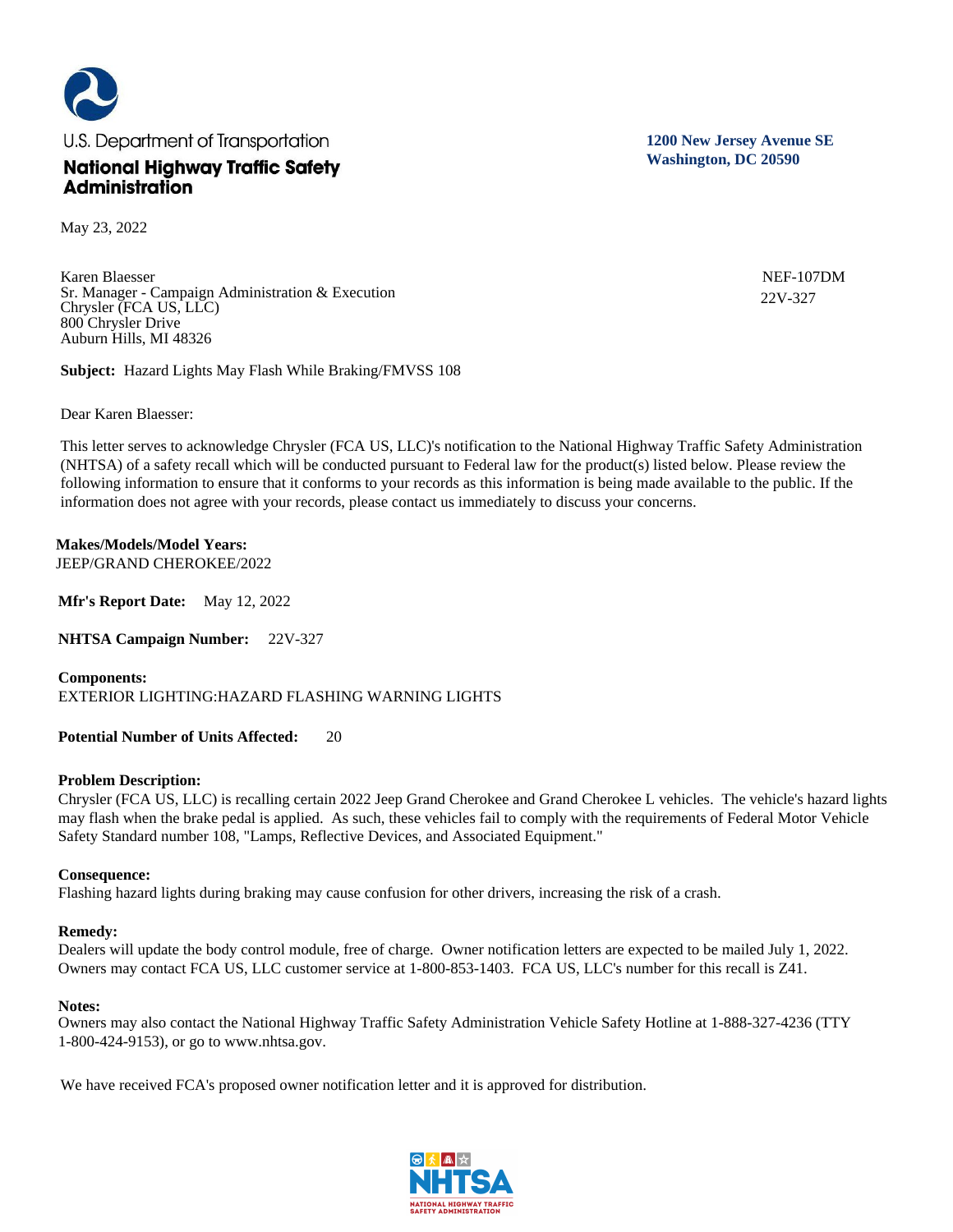U.S. Department of Transportation

**National Highway Traffic Safety Administration**

**1200 New Jersey Avenue SE**
**Washington, DC 20590**

May 23, 2022

Karen Blaesser
Sr. Manager - Campaign Administration & Execution
Chrysler (FCA US, LLC)
800 Chrysler Drive
Auburn Hills, MI 48326

NEF-107DM
22V-327

**Subject:** Hazard Lights May Flash While Braking/FMVSS 108

Dear Karen Blaesser:

This letter serves to acknowledge Chrysler (FCA US, LLC)'s notification to the National Highway Traffic Safety Administration (NHTSA) of a safety recall which will be conducted pursuant to Federal law for the product(s) listed below. Please review the following information to ensure that it conforms to your records as this information is being made available to the public. If the information does not agree with your records, please contact us immediately to discuss your concerns.

**Makes/Models/Model Years:**
JEEP/GRAND CHEROKEE/2022

**Mfr's Report Date:** May 12, 2022

**NHTSA Campaign Number:** 22V-327

**Components:**
EXTERIOR LIGHTING:HAZARD FLASHING WARNING LIGHTS

**Potential Number of Units Affected:** 20

**Problem Description:**
Chrysler (FCA US, LLC) is recalling certain 2022 Jeep Grand Cherokee and Grand Cherokee L vehicles. The vehicle's hazard lights may flash when the brake pedal is applied. As such, these vehicles fail to comply with the requirements of Federal Motor Vehicle Safety Standard number 108, "Lamps, Reflective Devices, and Associated Equipment."

**Consequence:**
Flashing hazard lights during braking may cause confusion for other drivers, increasing the risk of a crash.

**Remedy:**
Dealers will update the body control module, free of charge. Owner notification letters are expected to be mailed July 1, 2022. Owners may contact FCA US, LLC customer service at 1-800-853-1403. FCA US, LLC's number for this recall is Z41.

**Notes:**
Owners may also contact the National Highway Traffic Safety Administration Vehicle Safety Hotline at 1-888-327-4236 (TTY 1-800-424-9153), or go to www.nhtsa.gov.

We have received FCA's proposed owner notification letter and it is approved for distribution.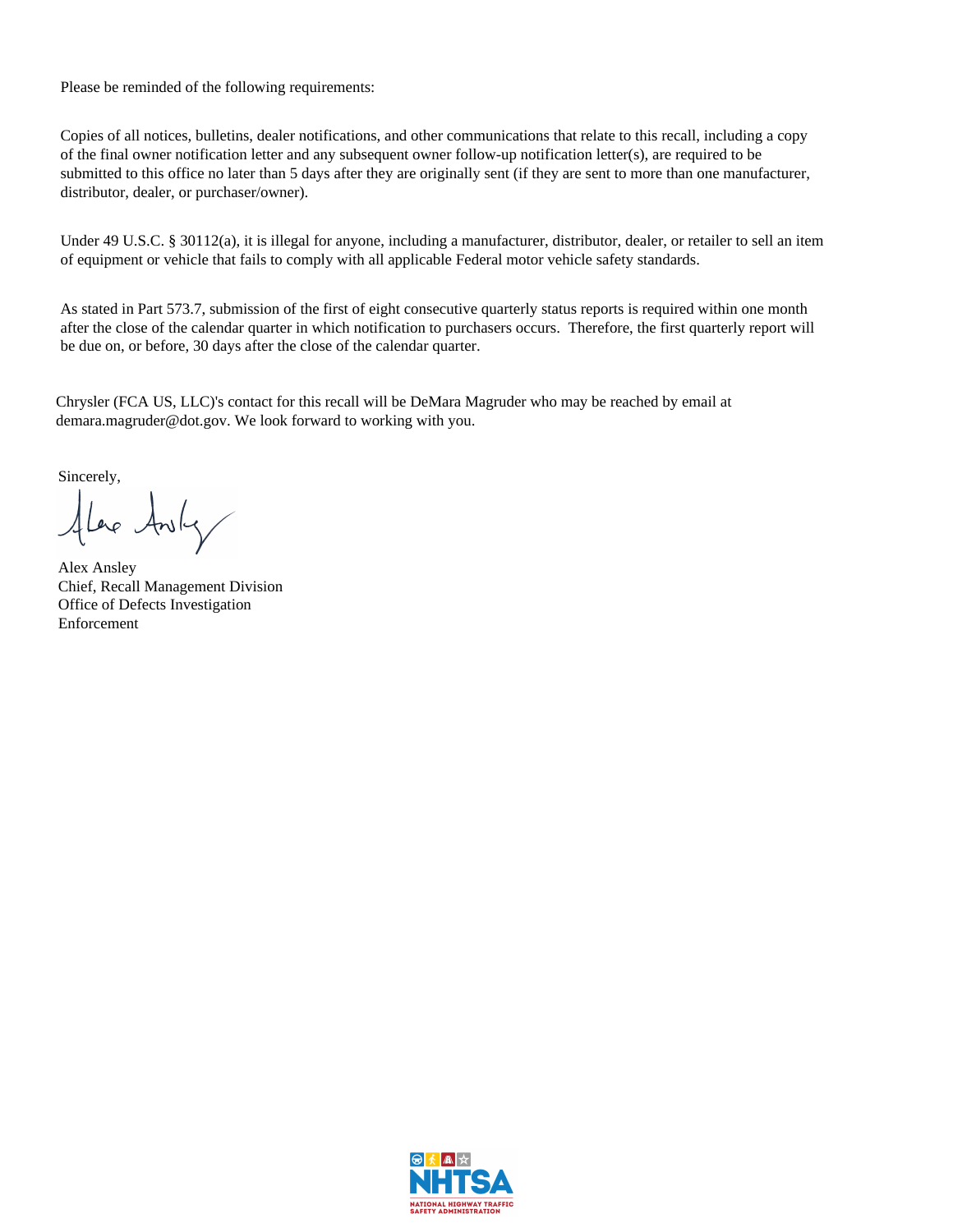Please be reminded of the following requirements:

Copies of all notices, bulletins, dealer notifications, and other communications that relate to this recall, including a copy of the final owner notification letter and any subsequent owner follow-up notification letter(s), are required to be submitted to this office no later than 5 days after they are originally sent (if they are sent to more than one manufacturer, distributor, dealer, or purchaser/owner).

Under 49 U.S.C. § 30112(a), it is illegal for anyone, including a manufacturer, distributor, dealer, or retailer to sell an item of equipment or vehicle that fails to comply with all applicable Federal motor vehicle safety standards.

As stated in Part 573.7, submission of the first of eight consecutive quarterly status reports is required within one month after the close of the calendar quarter in which notification to purchasers occurs. Therefore, the first quarterly report will be due on, or before, 30 days after the close of the calendar quarter.

Chrysler (FCA US, LLC)'s contact for this recall will be DeMara Magruder who may be reached by email at demara.magruder@dot.gov. We look forward to working with you.

Sincerely,

Alex Ansley
Chief, Recall Management Division
Office of Defects Investigation
Enforcement

NHTSA
NATIONAL HIGHWAY TRAFFIC SAFETY ADMINISTRATION